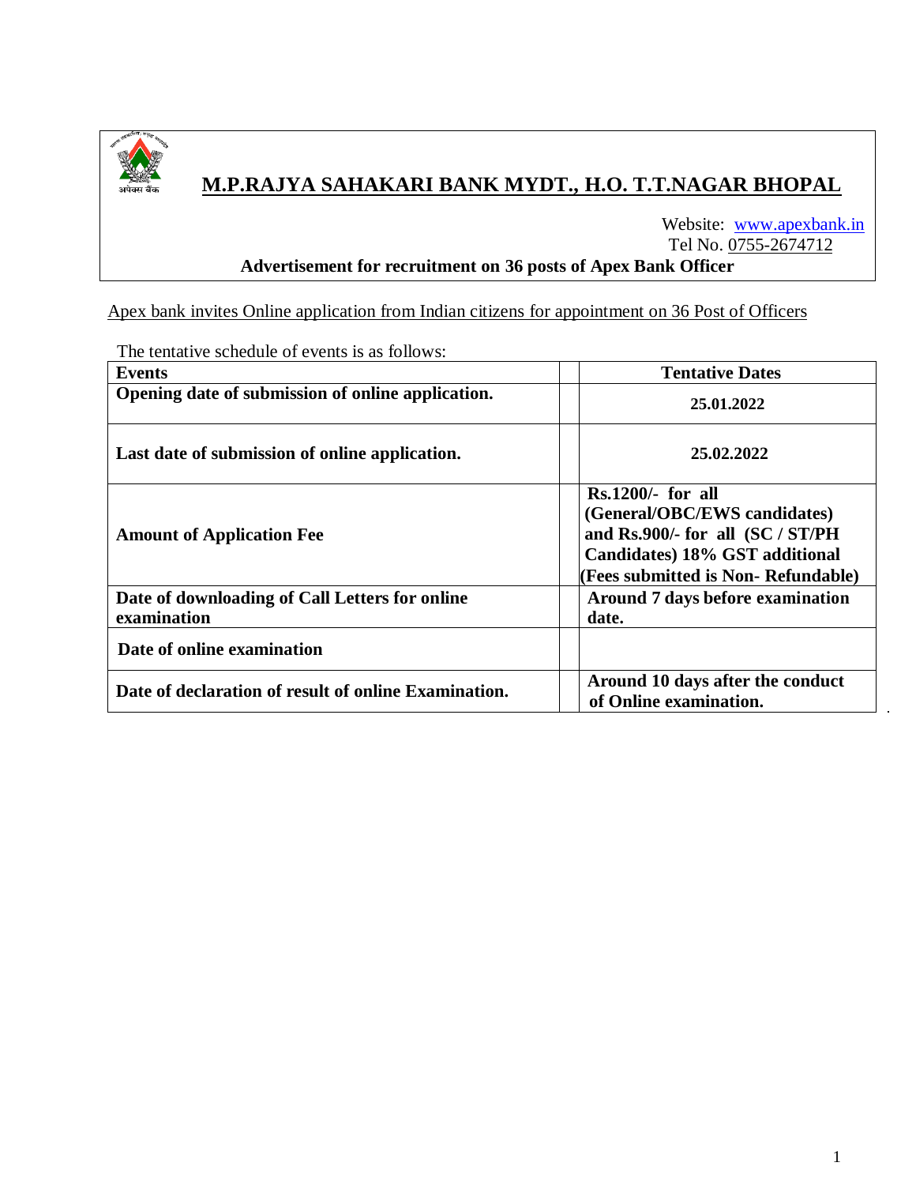अपेक्स बैंक

# M.P.RAJYA SAHAKARI BANK MYDT., H.O. T.T.NAGAR BHOPAL

Website: www.apexbank.in
Tel No. 0755-2674712

**Advertisement for recruitment on 36 posts of Apex Bank Officer**

Apex bank invites Online application from Indian citizens for appointment on 36 Post of Officers

The tentative schedule of events is as follows:

| Events | | Tentative Dates |
|---|---|---|
| **Opening date of submission of online application.** | | **25.01.2022** |
| **Last date of submission of online application.** | | **25.02.2022** |
| **Amount of Application Fee** | | **Rs.1200/- for all (General/OBC/EWS candidates) and Rs.900/- for all (SC / ST/PH Candidates) 18% GST additional (Fees submitted is Non- Refundable)** |
| **Date of downloading of Call Letters for online examination** | | **Around 7 days before examination date.** |
| **Date of online examination** | | |
| **Date of declaration of result of online Examination.** | | **Around 10 days after the conduct of Online examination.** |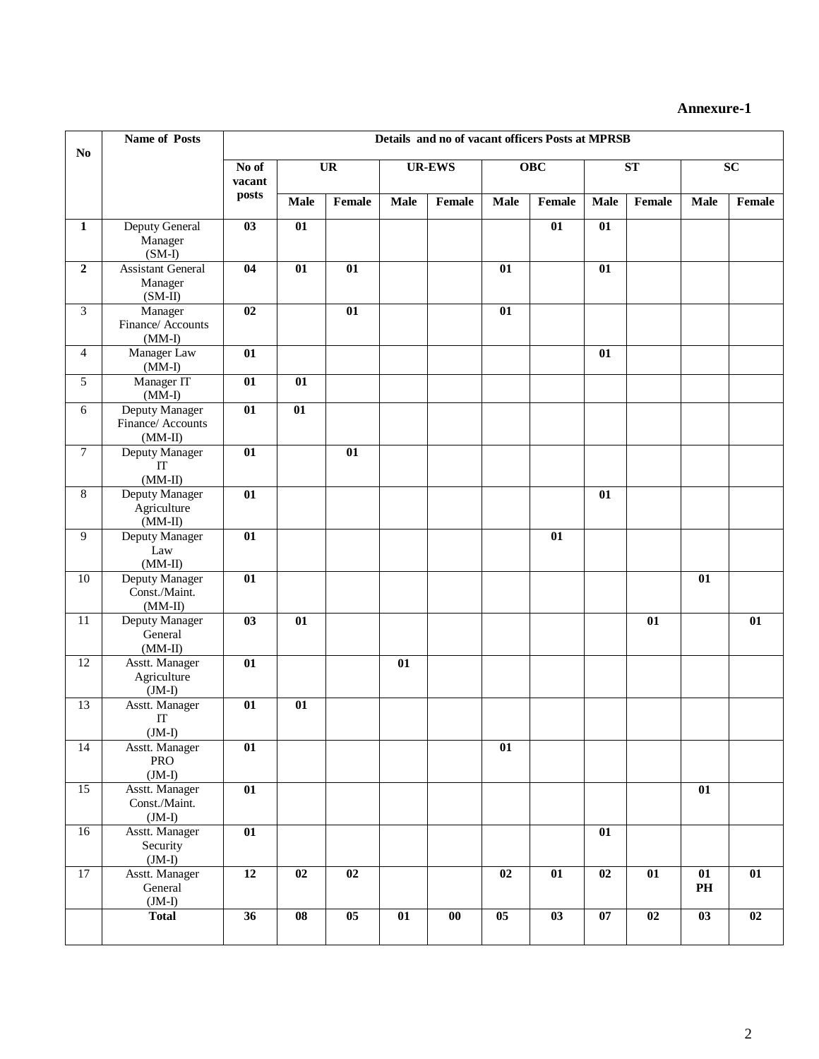**Annexure-1**

| No | Name of Posts | Details and no of vacant officers Posts at MPRSB | | | | | | | | | | |
|---|---|---|---|---|---|---|---|---|---|---|---|---|
| | | No of vacant posts | UR | | UR-EWS | | OBC | | ST | | SC | |
| | | | Male | Female | Male | Female | Male | Female | Male | Female | Male | Female |
| **1** | Deputy General Manager (SM-I) | **03** | **01** | | | | | **01** | **01** | | | |
| **2** | Assistant General Manager (SM-II) | **04** | **01** | **01** | | | **01** | | **01** | | | |
| 3 | Manager Finance/ Accounts (MM-I) | **02** | | **01** | | | **01** | | | | | |
| 4 | Manager Law (MM-I) | **01** | | | | | | | **01** | | | |
| 5 | Manager IT (MM-I) | **01** | **01** | | | | | | | | | |
| 6 | Deputy Manager Finance/ Accounts (MM-II) | **01** | **01** | | | | | | | | | |
| 7 | Deputy Manager IT (MM-II) | **01** | | **01** | | | | | | | | |
| 8 | Deputy Manager Agriculture (MM-II) | **01** | | | | | | | **01** | | | |
| 9 | Deputy Manager Law (MM-II) | **01** | | | | | | **01** | | | | |
| 10 | Deputy Manager Const./Maint. (MM-II) | **01** | | | | | | | | | **01** | |
| 11 | Deputy Manager General (MM-II) | **03** | **01** | | | | | | | **01** | | **01** |
| 12 | Asstt. Manager Agriculture (JM-I) | **01** | | | **01** | | | | | | | |
| 13 | Asstt. Manager IT (JM-I) | **01** | **01** | | | | | | | | | |
| 14 | Asstt. Manager PRO (JM-I) | **01** | | | | | **01** | | | | | |
| 15 | Asstt. Manager Const./Maint. (JM-I) | **01** | | | | | | | | | **01** | |
| 16 | Asstt. Manager Security (JM-I) | **01** | | | | | | | **01** | | | |
| 17 | Asstt. Manager General (JM-I) | **12** | **02** | **02** | | | **02** | **01** | **02** | **01** | **01 PH** | **01** |
| | **Total** | **36** | **08** | **05** | **01** | **00** | **05** | **03** | **07** | **02** | **03** | **02** |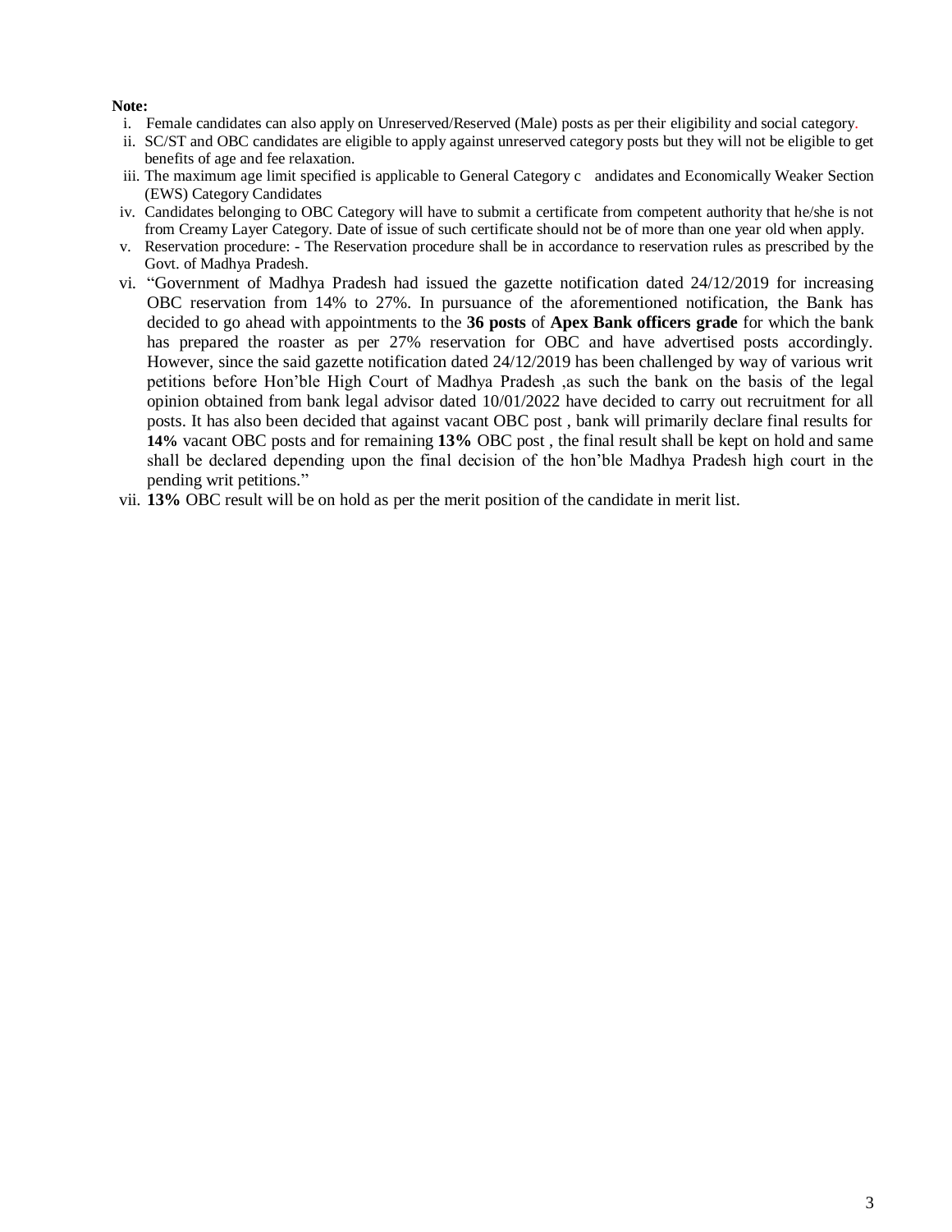**Note:**

i. Female candidates can also apply on Unreserved/Reserved (Male) posts as per their eligibility and social category.
ii. SC/ST and OBC candidates are eligible to apply against unreserved category posts but they will not be eligible to get benefits of age and fee relaxation.
iii. The maximum age limit specified is applicable to General Category c andidates and Economically Weaker Section (EWS) Category Candidates
iv. Candidates belonging to OBC Category will have to submit a certificate from competent authority that he/she is not from Creamy Layer Category. Date of issue of such certificate should not be of more than one year old when apply.
v. Reservation procedure: - The Reservation procedure shall be in accordance to reservation rules as prescribed by the Govt. of Madhya Pradesh.
vi. "Government of Madhya Pradesh had issued the gazette notification dated 24/12/2019 for increasing OBC reservation from 14% to 27%. In pursuance of the aforementioned notification, the Bank has decided to go ahead with appointments to the **36 posts** of **Apex Bank officers grade** for which the bank has prepared the roaster as per 27% reservation for OBC and have advertised posts accordingly. However, since the said gazette notification dated 24/12/2019 has been challenged by way of various writ petitions before Hon'ble High Court of Madhya Pradesh ,as such the bank on the basis of the legal opinion obtained from bank legal advisor dated 10/01/2022 have decided to carry out recruitment for all posts. It has also been decided that against vacant OBC post , bank will primarily declare final results for **14%** vacant OBC posts and for remaining **13%** OBC post , the final result shall be kept on hold and same shall be declared depending upon the final decision of the hon'ble Madhya Pradesh high court in the pending writ petitions."
vii. **13%** OBC result will be on hold as per the merit position of the candidate in merit list.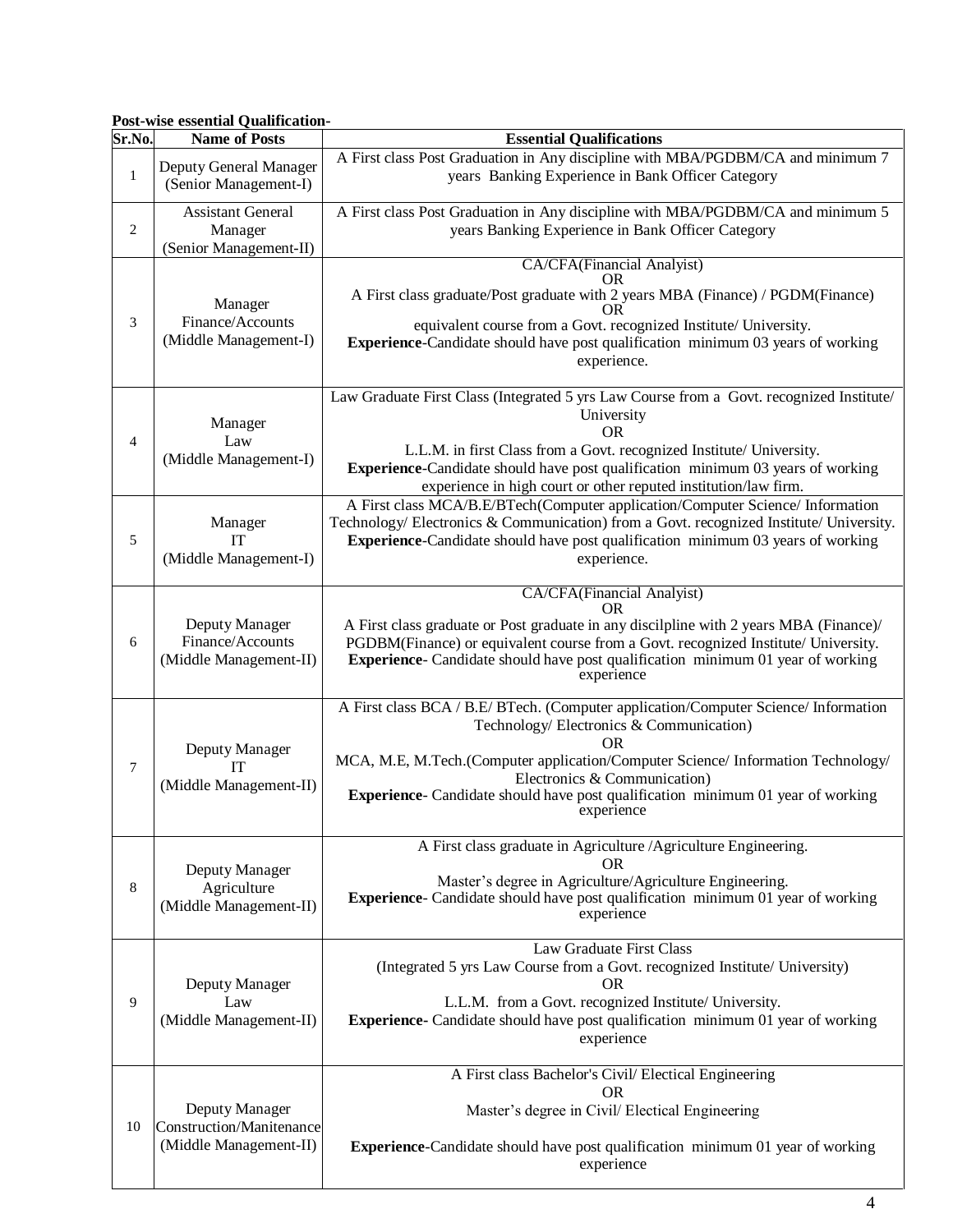**Post-wise essential Qualification-**

| Sr.No. | Name of Posts | Essential Qualifications |
|---|---|---|
| 1 | Deputy General Manager (Senior Management-I) | A First class Post Graduation in Any discipline with MBA/PGDBM/CA and minimum 7 years Banking Experience in Bank Officer Category |
| 2 | Assistant General Manager (Senior Management-II) | A First class Post Graduation in Any discipline with MBA/PGDBM/CA and minimum 5 years Banking Experience in Bank Officer Category |
| 3 | Manager Finance/Accounts (Middle Management-I) | CA/CFA(Financial Analyist) OR A First class graduate/Post graduate with 2 years MBA (Finance) / PGDM(Finance) OR equivalent course from a Govt. recognized Institute/ University. **Experience**-Candidate should have post qualification minimum 03 years of working experience. |
| 4 | Manager Law (Middle Management-I) | Law Graduate First Class (Integrated 5 yrs Law Course from a Govt. recognized Institute/ University OR L.L.M. in first Class from a Govt. recognized Institute/ University. **Experience**-Candidate should have post qualification minimum 03 years of working experience in high court or other reputed institution/law firm. |
| 5 | Manager IT (Middle Management-I) | A First class MCA/B.E/BTech(Computer application/Computer Science/ Information Technology/ Electronics & Communication) from a Govt. recognized Institute/ University. **Experience**-Candidate should have post qualification minimum 03 years of working experience. |
| 6 | Deputy Manager Finance/Accounts (Middle Management-II) | CA/CFA(Financial Analyist) OR A First class graduate or Post graduate in any discilpline with 2 years MBA (Finance)/ PGDBM(Finance) or equivalent course from a Govt. recognized Institute/ University. **Experience**- Candidate should have post qualification minimum 01 year of working experience |
| 7 | Deputy Manager IT (Middle Management-II) | A First class BCA / B.E/ BTech. (Computer application/Computer Science/ Information Technology/ Electronics & Communication) OR MCA, M.E, M.Tech.(Computer application/Computer Science/ Information Technology/ Electronics & Communication) **Experience**- Candidate should have post qualification minimum 01 year of working experience |
| 8 | Deputy Manager Agriculture (Middle Management-II) | A First class graduate in Agriculture /Agriculture Engineering. OR Master's degree in Agriculture/Agriculture Engineering. **Experience**- Candidate should have post qualification minimum 01 year of working experience |
| 9 | Deputy Manager Law (Middle Management-II) | Law Graduate First Class (Integrated 5 yrs Law Course from a Govt. recognized Institute/ University) OR L.L.M. from a Govt. recognized Institute/ University. **Experience**- Candidate should have post qualification minimum 01 year of working experience |
| 10 | Deputy Manager Construction/Manitenance (Middle Management-II) | A First class Bachelor's Civil/ Electical Engineering OR Master's degree in Civil/ Electical Engineering **Experience**-Candidate should have post qualification minimum 01 year of working experience |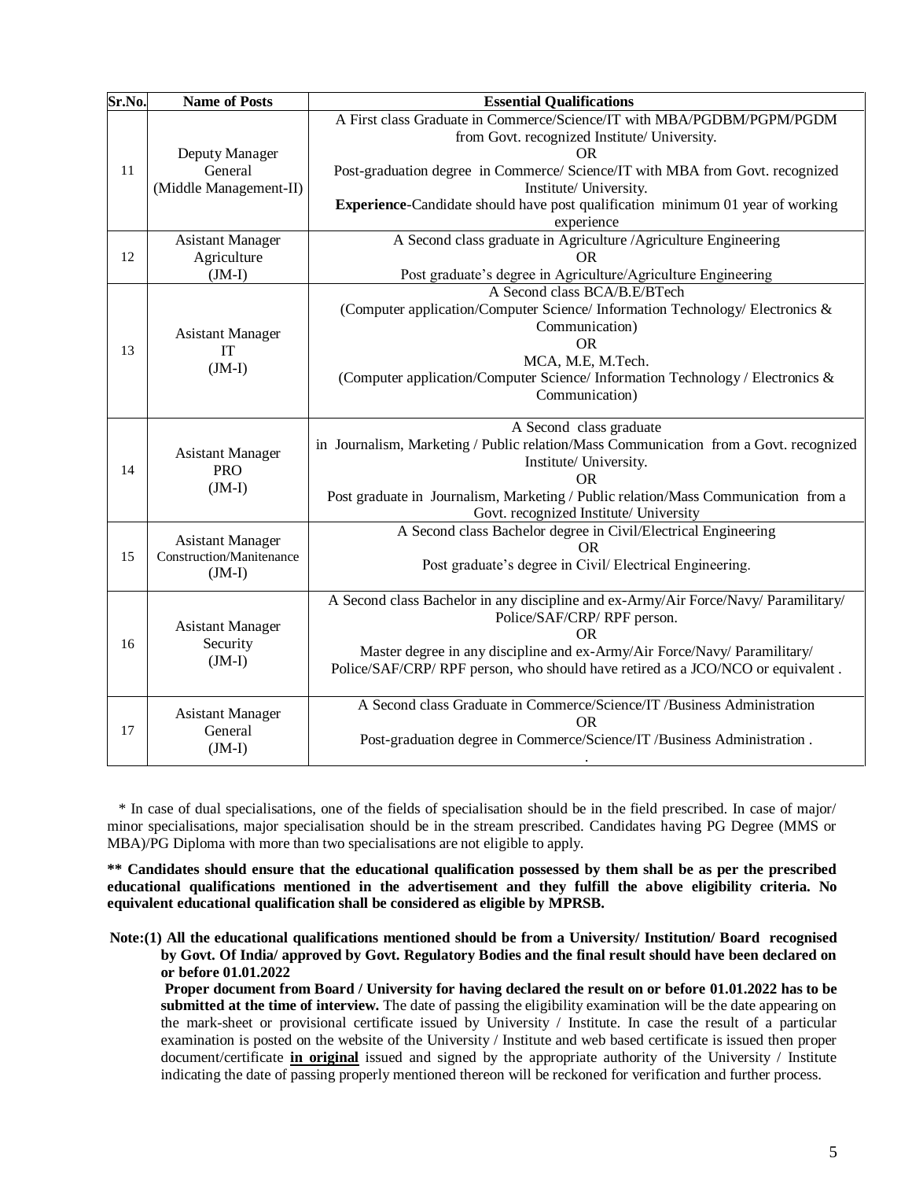| Sr.No. | Name of Posts | Essential Qualifications |
|---|---|---|
| 11 | Deputy Manager General (Middle Management-II) | A First class Graduate in Commerce/Science/IT with MBA/PGDBM/PGPM/PGDM from Govt. recognized Institute/ University.<br>OR<br>Post-graduation degree in Commerce/ Science/IT with MBA from Govt. recognized Institute/ University.<br>**Experience**-Candidate should have post qualification minimum 01 year of working experience |
| 12 | Asistant Manager Agriculture (JM-I) | A Second class graduate in Agriculture /Agriculture Engineering<br>OR<br>Post graduate's degree in Agriculture/Agriculture Engineering |
| 13 | Asistant Manager IT (JM-I) | A Second class BCA/B.E/BTech (Computer application/Computer Science/ Information Technology/ Electronics & Communication)<br>OR<br>MCA, M.E, M.Tech. (Computer application/Computer Science/ Information Technology / Electronics & Communication) |
| 14 | Asistant Manager PRO (JM-I) | A Second class graduate in Journalism, Marketing / Public relation/Mass Communication from a Govt. recognized Institute/ University.<br>OR<br>Post graduate in Journalism, Marketing / Public relation/Mass Communication from a Govt. recognized Institute/ University |
| 15 | Asistant Manager Construction/Manitenance (JM-I) | A Second class Bachelor degree in Civil/Electrical Engineering<br>OR<br>Post graduate's degree in Civil/ Electrical Engineering. |
| 16 | Asistant Manager Security (JM-I) | A Second class Bachelor in any discipline and ex-Army/Air Force/Navy/ Paramilitary/ Police/SAF/CRP/ RPF person.<br>OR<br>Master degree in any discipline and ex-Army/Air Force/Navy/ Paramilitary/ Police/SAF/CRP/ RPF person, who should have retired as a JCO/NCO or equivalent . |
| 17 | Asistant Manager General (JM-I) | A Second class Graduate in Commerce/Science/IT /Business Administration<br>OR<br>Post-graduation degree in Commerce/Science/IT /Business Administration .<br>. |

\* In case of dual specialisations, one of the fields of specialisation should be in the field prescribed. In case of major/ minor specialisations, major specialisation should be in the stream prescribed. Candidates having PG Degree (MMS or MBA)/PG Diploma with more than two specialisations are not eligible to apply.

**\*\* Candidates should ensure that the educational qualification possessed by them shall be as per the prescribed educational qualifications mentioned in the advertisement and they fulfill the above eligibility criteria. No equivalent educational qualification shall be considered as eligible by MPRSB.**

**Note:(1) All the educational qualifications mentioned should be from a University/ Institution/ Board recognised by Govt. Of India/ approved by Govt. Regulatory Bodies and the final result should have been declared on or before 01.01.2022**

**Proper document from Board / University for having declared the result on or before 01.01.2022 has to be submitted at the time of interview.** The date of passing the eligibility examination will be the date appearing on the mark-sheet or provisional certificate issued by University / Institute. In case the result of a particular examination is posted on the website of the University / Institute and web based certificate is issued then proper document/certificate **in original** issued and signed by the appropriate authority of the University / Institute indicating the date of passing properly mentioned thereon will be reckoned for verification and further process.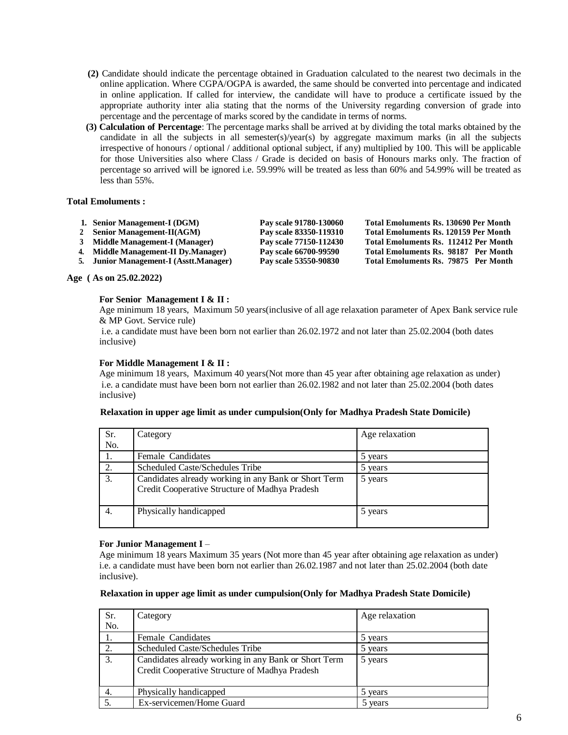**(2)** Candidate should indicate the percentage obtained in Graduation calculated to the nearest two decimals in the online application. Where CGPA/OGPA is awarded, the same should be converted into percentage and indicated in online application. If called for interview, the candidate will have to produce a certificate issued by the appropriate authority inter alia stating that the norms of the University regarding conversion of grade into percentage and the percentage of marks scored by the candidate in terms of norms.

**(3) Calculation of Percentage**: The percentage marks shall be arrived at by dividing the total marks obtained by the candidate in all the subjects in all semester(s)/year(s) by aggregate maximum marks (in all the subjects irrespective of honours / optional / additional optional subject, if any) multiplied by 100. This will be applicable for those Universities also where Class / Grade is decided on basis of Honours marks only. The fraction of percentage so arrived will be ignored i.e. 59.99% will be treated as less than 60% and 54.99% will be treated as less than 55%.

**Total Emoluments :**

| | | | |
|---|---|---|---|
| **1.** | **Senior Management-I (DGM)** | **Pay scale 91780-130060** | **Total Emoluments Rs. 130690 Per Month** |
| **2** | **Senior Management-II(AGM)** | **Pay scale 83350-119310** | **Total Emoluments Rs. 120159 Per Month** |
| **3** | **Middle Management-I (Manager)** | **Pay scale 77150-112430** | **Total Emoluments Rs. 112412 Per Month** |
| **4.** | **Middle Management-II Dy.Manager)** | **Pay scale 66700-99590** | **Total Emoluments Rs. 98187 Per Month** |
| **5.** | **Junior Management-I (Asstt.Manager)** | **Pay scale 53550-90830** | **Total Emoluments Rs. 79875 Per Month** |

**Age ( As on 25.02.2022)**

**For Senior Management I & II :**

Age minimum 18 years, Maximum 50 years(inclusive of all age relaxation parameter of Apex Bank service rule & MP Govt. Service rule)

i.e. a candidate must have been born not earlier than 26.02.1972 and not later than 25.02.2004 (both dates inclusive)

**For Middle Management I & II :**

Age minimum 18 years, Maximum 40 years(Not more than 45 year after obtaining age relaxation as under)

i.e. a candidate must have been born not earlier than 26.02.1982 and not later than 25.02.2004 (both dates inclusive)

**Relaxation in upper age limit as under cumpulsion(Only for Madhya Pradesh State Domicile)**

| Sr. No. | Category | Age relaxation |
|---|---|---|
| 1. | Female Candidates | 5 years |
| 2. | Scheduled Caste/Schedules Tribe | 5 years |
| 3. | Candidates already working in any Bank or Short Term Credit Cooperative Structure of Madhya Pradesh | 5 years |
| 4. | Physically handicapped | 5 years |

**For Junior Management I** –

Age minimum 18 years Maximum 35 years (Not more than 45 year after obtaining age relaxation as under) i.e. a candidate must have been born not earlier than 26.02.1987 and not later than 25.02.2004 (both date inclusive).

**Relaxation in upper age limit as under cumpulsion(Only for Madhya Pradesh State Domicile)**

| Sr. No. | Category | Age relaxation |
|---|---|---|
| 1. | Female Candidates | 5 years |
| 2. | Scheduled Caste/Schedules Tribe | 5 years |
| 3. | Candidates already working in any Bank or Short Term Credit Cooperative Structure of Madhya Pradesh | 5 years |
| 4. | Physically handicapped | 5 years |
| 5. | Ex-servicemen/Home Guard | 5 years |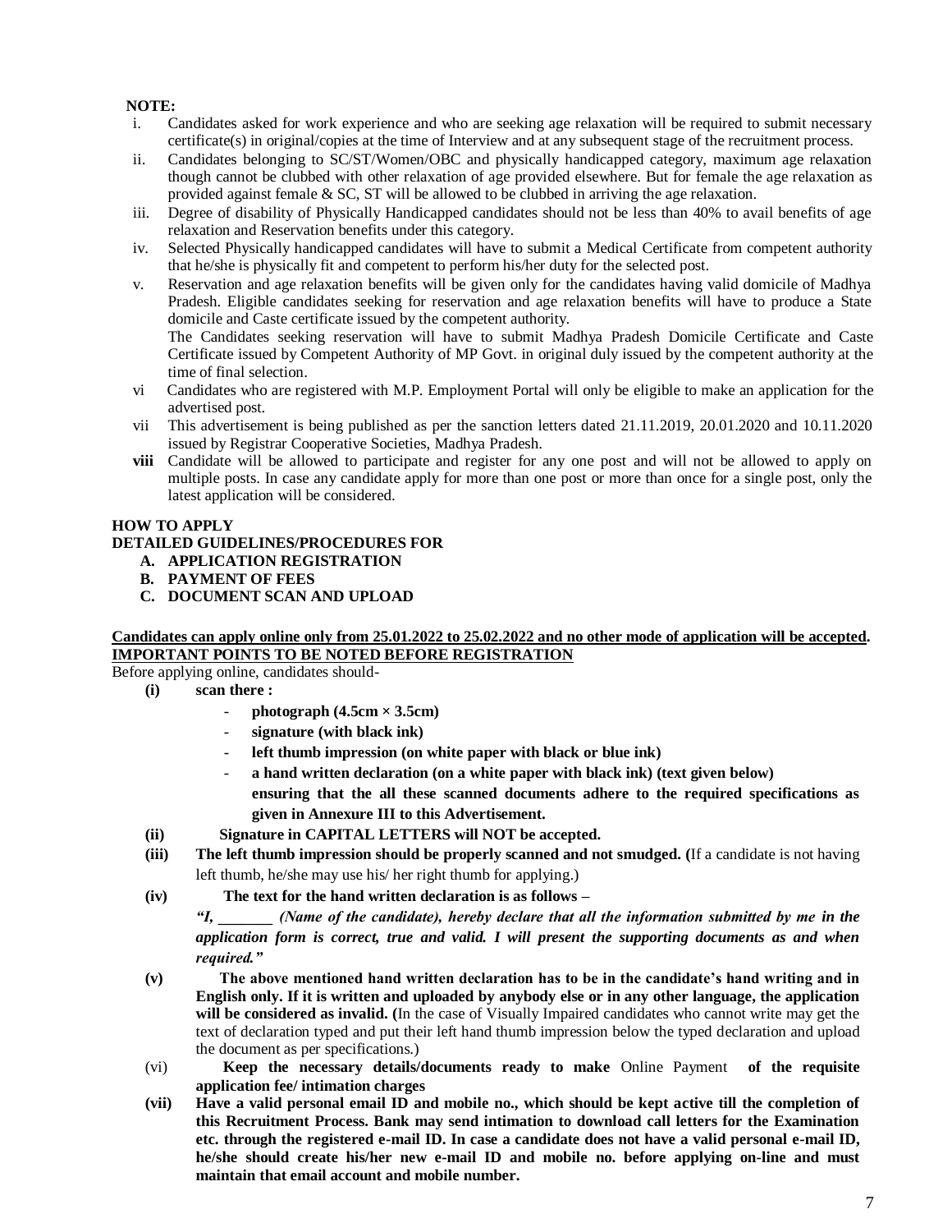**NOTE:**

i. Candidates asked for work experience and who are seeking age relaxation will be required to submit necessary certificate(s) in original/copies at the time of Interview and at any subsequent stage of the recruitment process.

ii. Candidates belonging to SC/ST/Women/OBC and physically handicapped category, maximum age relaxation though cannot be clubbed with other relaxation of age provided elsewhere. But for female the age relaxation as provided against female & SC, ST will be allowed to be clubbed in arriving the age relaxation.

iii. Degree of disability of Physically Handicapped candidates should not be less than 40% to avail benefits of age relaxation and Reservation benefits under this category.

iv. Selected Physically handicapped candidates will have to submit a Medical Certificate from competent authority that he/she is physically fit and competent to perform his/her duty for the selected post.

v. Reservation and age relaxation benefits will be given only for the candidates having valid domicile of Madhya Pradesh. Eligible candidates seeking for reservation and age relaxation benefits will have to produce a State domicile and Caste certificate issued by the competent authority.
The Candidates seeking reservation will have to submit Madhya Pradesh Domicile Certificate and Caste Certificate issued by Competent Authority of MP Govt. in original duly issued by the competent authority at the time of final selection.

vi Candidates who are registered with M.P. Employment Portal will only be eligible to make an application for the advertised post.

vii This advertisement is being published as per the sanction letters dated 21.11.2019, 20.01.2020 and 10.11.2020 issued by Registrar Cooperative Societies, Madhya Pradesh.

**viii** Candidate will be allowed to participate and register for any one post and will not be allowed to apply on multiple posts. In case any candidate apply for more than one post or more than once for a single post, only the latest application will be considered.

**HOW TO APPLY**

**DETAILED GUIDELINES/PROCEDURES FOR**

**A. APPLICATION REGISTRATION**
**B. PAYMENT OF FEES**
**C. DOCUMENT SCAN AND UPLOAD**

**Candidates can apply online only from 25.01.2022 to 25.02.2022 and no other mode of application will be accepted.**

**IMPORTANT POINTS TO BE NOTED BEFORE REGISTRATION**

Before applying online, candidates should-

**(i) scan there :**

- **photograph (4.5cm × 3.5cm)**
- **signature (with black ink)**
- **left thumb impression (on white paper with black or blue ink)**
- **a hand written declaration (on a white paper with black ink) (text given below)**

**ensuring that the all these scanned documents adhere to the required specifications as given in Annexure III to this Advertisement.**

**(ii) Signature in CAPITAL LETTERS will NOT be accepted.**

**(iii) The left thumb impression should be properly scanned and not smudged. (**If a candidate is not having left thumb, he/she may use his/ her right thumb for applying.)

**(iv) The text for the hand written declaration is as follows –**

***"I, _______ (Name of the candidate), hereby declare that all the information submitted by me in the application form is correct, true and valid. I will present the supporting documents as and when required."***

**(v) The above mentioned hand written declaration has to be in the candidate's hand writing and in English only. If it is written and uploaded by anybody else or in any other language, the application will be considered as invalid. (**In the case of Visually Impaired candidates who cannot write may get the text of declaration typed and put their left hand thumb impression below the typed declaration and upload the document as per specifications.)

(vi) **Keep the necessary details/documents ready to make** Online Payment **of the requisite application fee/ intimation charges**

**(vii) Have a valid personal email ID and mobile no., which should be kept active till the completion of this Recruitment Process. Bank may send intimation to download call letters for the Examination etc. through the registered e-mail ID. In case a candidate does not have a valid personal e-mail ID, he/she should create his/her new e-mail ID and mobile no. before applying on-line and must maintain that email account and mobile number.**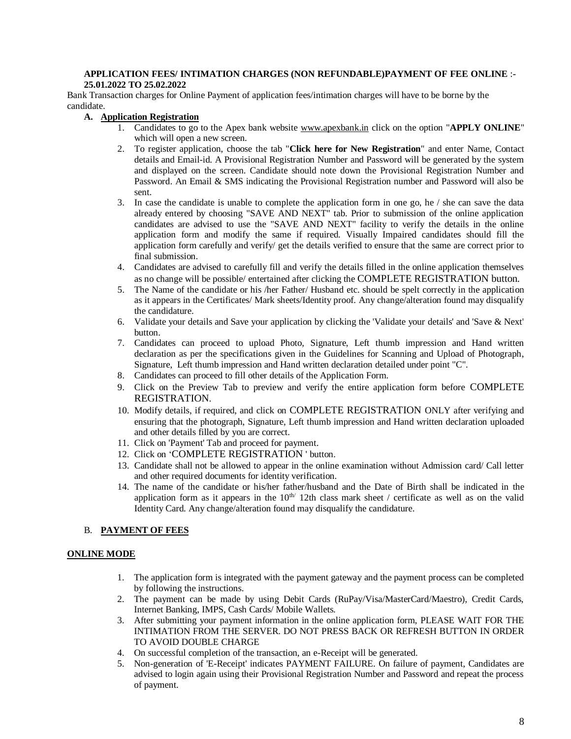**APPLICATION FEES/ INTIMATION CHARGES (NON REFUNDABLE)PAYMENT OF FEE ONLINE** :- **25.01.2022 TO 25.02.2022**

Bank Transaction charges for Online Payment of application fees/intimation charges will have to be borne by the candidate.

**A. Application Registration**

1. Candidates to go to the Apex bank website www.apexbank.in click on the option "**APPLY ONLINE**" which will open a new screen.
2. To register application, choose the tab "**Click here for New Registration**" and enter Name, Contact details and Email-id. A Provisional Registration Number and Password will be generated by the system and displayed on the screen. Candidate should note down the Provisional Registration Number and Password. An Email & SMS indicating the Provisional Registration number and Password will also be sent.
3. In case the candidate is unable to complete the application form in one go, he / she can save the data already entered by choosing "SAVE AND NEXT" tab. Prior to submission of the online application candidates are advised to use the "SAVE AND NEXT" facility to verify the details in the online application form and modify the same if required. Visually Impaired candidates should fill the application form carefully and verify/ get the details verified to ensure that the same are correct prior to final submission.
4. Candidates are advised to carefully fill and verify the details filled in the online application themselves as no change will be possible/ entertained after clicking the COMPLETE REGISTRATION button.
5. The Name of the candidate or his /her Father/ Husband etc. should be spelt correctly in the application as it appears in the Certificates/ Mark sheets/Identity proof. Any change/alteration found may disqualify the candidature.
6. Validate your details and Save your application by clicking the 'Validate your details' and 'Save & Next' button.
7. Candidates can proceed to upload Photo, Signature, Left thumb impression and Hand written declaration as per the specifications given in the Guidelines for Scanning and Upload of Photograph, Signature, Left thumb impression and Hand written declaration detailed under point "C".
8. Candidates can proceed to fill other details of the Application Form.
9. Click on the Preview Tab to preview and verify the entire application form before COMPLETE REGISTRATION.
10. Modify details, if required, and click on COMPLETE REGISTRATION ONLY after verifying and ensuring that the photograph, Signature, Left thumb impression and Hand written declaration uploaded and other details filled by you are correct.
11. Click on 'Payment' Tab and proceed for payment.
12. Click on 'COMPLETE REGISTRATION ' button.
13. Candidate shall not be allowed to appear in the online examination without Admission card/ Call letter and other required documents for identity verification.
14. The name of the candidate or his/her father/husband and the Date of Birth shall be indicated in the application form as it appears in the 10th/ 12th class mark sheet / certificate as well as on the valid Identity Card. Any change/alteration found may disqualify the candidature.

B. **PAYMENT OF FEES**

**ONLINE MODE**

1. The application form is integrated with the payment gateway and the payment process can be completed by following the instructions.
2. The payment can be made by using Debit Cards (RuPay/Visa/MasterCard/Maestro), Credit Cards, Internet Banking, IMPS, Cash Cards/ Mobile Wallets.
3. After submitting your payment information in the online application form, PLEASE WAIT FOR THE INTIMATION FROM THE SERVER. DO NOT PRESS BACK OR REFRESH BUTTON IN ORDER TO AVOID DOUBLE CHARGE
4. On successful completion of the transaction, an e-Receipt will be generated.
5. Non-generation of 'E-Receipt' indicates PAYMENT FAILURE. On failure of payment, Candidates are advised to login again using their Provisional Registration Number and Password and repeat the process of payment.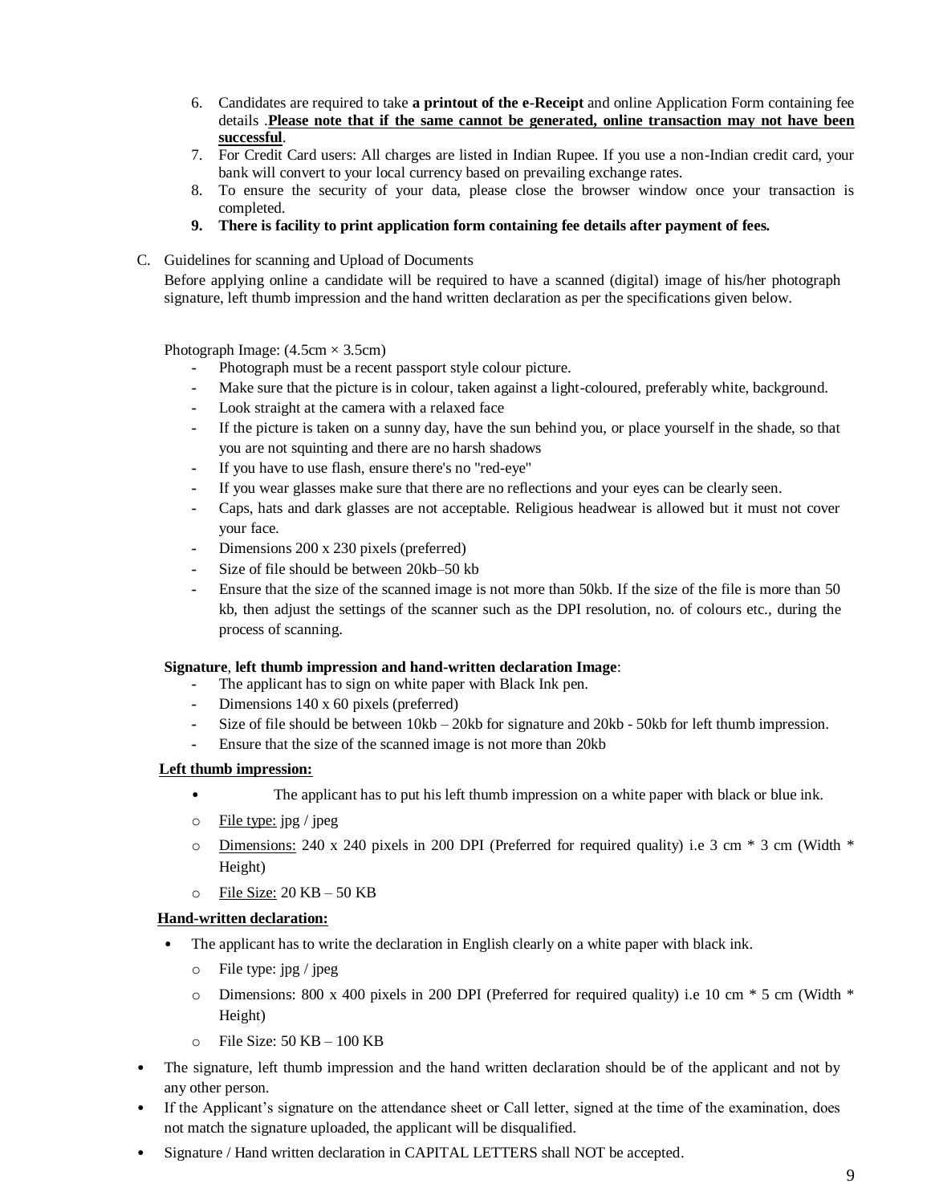6. Candidates are required to take **a printout of the e-Receipt** and online Application Form containing fee details .**<u>Please note that if the same cannot be generated, online transaction may not have been successful</u>**.
7. For Credit Card users: All charges are listed in Indian Rupee. If you use a non-Indian credit card, your bank will convert to your local currency based on prevailing exchange rates.
8. To ensure the security of your data, please close the browser window once your transaction is completed.
9. **There is facility to print application form containing fee details after payment of fees.**

C. Guidelines for scanning and Upload of Documents

Before applying online a candidate will be required to have a scanned (digital) image of his/her photograph signature, left thumb impression and the hand written declaration as per the specifications given below.

Photograph Image: (4.5cm × 3.5cm)

- Photograph must be a recent passport style colour picture.
- Make sure that the picture is in colour, taken against a light-coloured, preferably white, background.
- Look straight at the camera with a relaxed face
- If the picture is taken on a sunny day, have the sun behind you, or place yourself in the shade, so that you are not squinting and there are no harsh shadows
- If you have to use flash, ensure there's no "red-eye"
- If you wear glasses make sure that there are no reflections and your eyes can be clearly seen.
- Caps, hats and dark glasses are not acceptable. Religious headwear is allowed but it must not cover your face.
- Dimensions 200 x 230 pixels (preferred)
- Size of file should be between 20kb–50 kb
- Ensure that the size of the scanned image is not more than 50kb. If the size of the file is more than 50 kb, then adjust the settings of the scanner such as the DPI resolution, no. of colours etc., during the process of scanning.

**Signature**, **left thumb impression and hand-written declaration Image**:

- The applicant has to sign on white paper with Black Ink pen.
- Dimensions 140 x 60 pixels (preferred)
- Size of file should be between 10kb – 20kb for signature and 20kb - 50kb for left thumb impression.
- Ensure that the size of the scanned image is not more than 20kb

**<u>Left thumb impression:</u>**

- The applicant has to put his left thumb impression on a white paper with black or blue ink.
  - <u>File type:</u> jpg / jpeg
  - <u>Dimensions:</u> 240 x 240 pixels in 200 DPI (Preferred for required quality) i.e 3 cm * 3 cm (Width * Height)
  - <u>File Size:</u> 20 KB – 50 KB

**<u>Hand-written declaration:</u>**

- The applicant has to write the declaration in English clearly on a white paper with black ink.
  - File type: jpg / jpeg
  - Dimensions: 800 x 400 pixels in 200 DPI (Preferred for required quality) i.e 10 cm * 5 cm (Width * Height)
  - File Size: 50 KB – 100 KB

- The signature, left thumb impression and the hand written declaration should be of the applicant and not by any other person.
- If the Applicant's signature on the attendance sheet or Call letter, signed at the time of the examination, does not match the signature uploaded, the applicant will be disqualified.
- Signature / Hand written declaration in CAPITAL LETTERS shall NOT be accepted.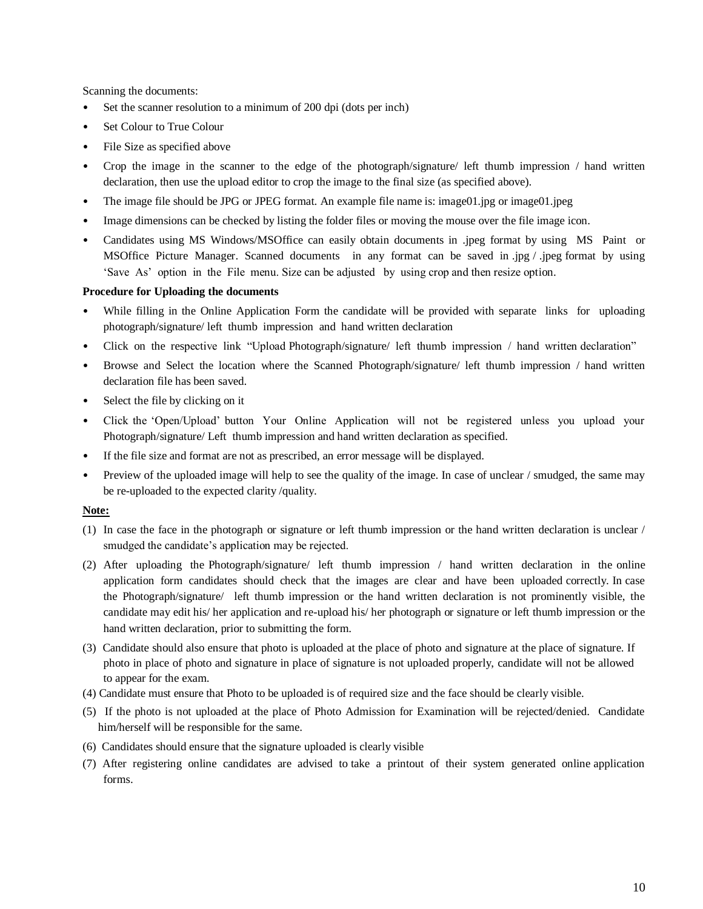Scanning the documents:

- Set the scanner resolution to a minimum of 200 dpi (dots per inch)
- Set Colour to True Colour
- File Size as specified above
- Crop the image in the scanner to the edge of the photograph/signature/ left thumb impression / hand written declaration, then use the upload editor to crop the image to the final size (as specified above).
- The image file should be JPG or JPEG format. An example file name is: image01.jpg or image01.jpeg
- Image dimensions can be checked by listing the folder files or moving the mouse over the file image icon.
- Candidates using MS Windows/MSOffice can easily obtain documents in .jpeg format by using MS Paint or MSOffice Picture Manager. Scanned documents in any format can be saved in .jpg / .jpeg format by using 'Save As' option in the File menu. Size can be adjusted by using crop and then resize option.

**Procedure for Uploading the documents**

- While filling in the Online Application Form the candidate will be provided with separate links for uploading photograph/signature/ left thumb impression and hand written declaration
- Click on the respective link "Upload Photograph/signature/ left thumb impression / hand written declaration"
- Browse and Select the location where the Scanned Photograph/signature/ left thumb impression / hand written declaration file has been saved.
- Select the file by clicking on it
- Click the 'Open/Upload' button Your Online Application will not be registered unless you upload your Photograph/signature/ Left thumb impression and hand written declaration as specified.
- If the file size and format are not as prescribed, an error message will be displayed.
- Preview of the uploaded image will help to see the quality of the image. In case of unclear / smudged, the same may be re-uploaded to the expected clarity /quality.

**Note:**

(1) In case the face in the photograph or signature or left thumb impression or the hand written declaration is unclear / smudged the candidate's application may be rejected.

(2) After uploading the Photograph/signature/ left thumb impression / hand written declaration in the online application form candidates should check that the images are clear and have been uploaded correctly. In case the Photograph/signature/ left thumb impression or the hand written declaration is not prominently visible, the candidate may edit his/ her application and re-upload his/ her photograph or signature or left thumb impression or the hand written declaration, prior to submitting the form.

(3) Candidate should also ensure that photo is uploaded at the place of photo and signature at the place of signature. If photo in place of photo and signature in place of signature is not uploaded properly, candidate will not be allowed to appear for the exam.

(4) Candidate must ensure that Photo to be uploaded is of required size and the face should be clearly visible.

(5) If the photo is not uploaded at the place of Photo Admission for Examination will be rejected/denied. Candidate him/herself will be responsible for the same.

(6) Candidates should ensure that the signature uploaded is clearly visible

(7) After registering online candidates are advised to take a printout of their system generated online application forms.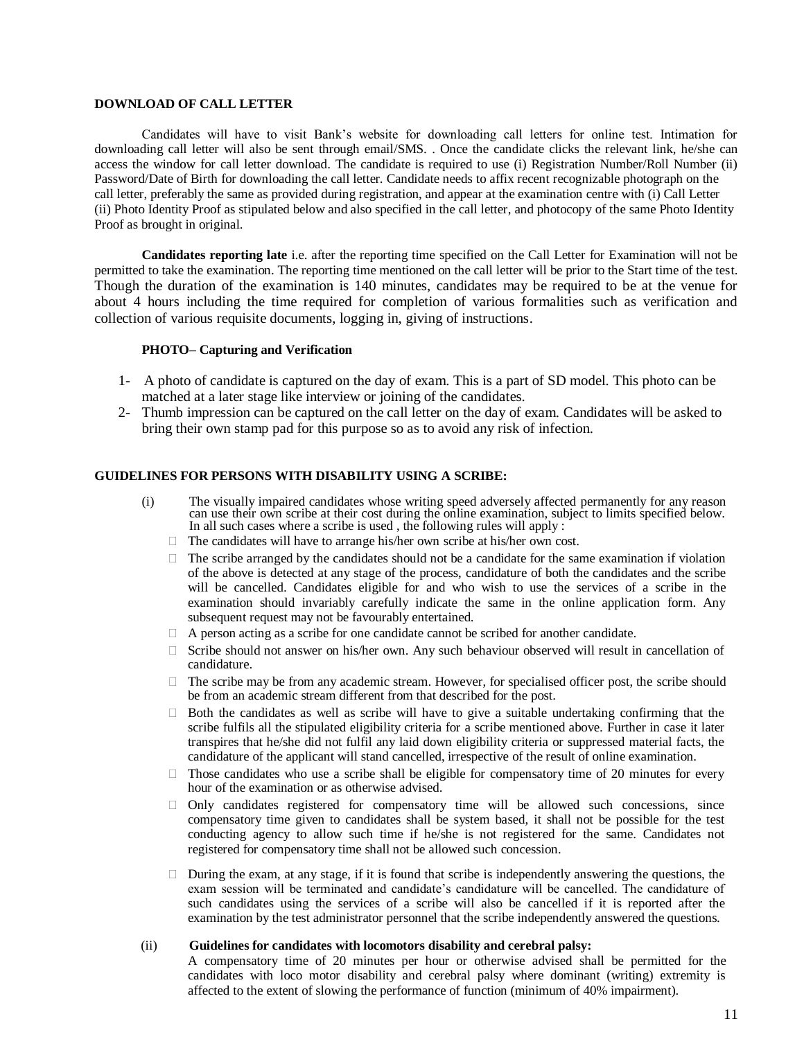**DOWNLOAD OF CALL LETTER**

Candidates will have to visit Bank's website for downloading call letters for online test. Intimation for downloading call letter will also be sent through email/SMS. . Once the candidate clicks the relevant link, he/she can access the window for call letter download. The candidate is required to use (i) Registration Number/Roll Number (ii) Password/Date of Birth for downloading the call letter. Candidate needs to affix recent recognizable photograph on the call letter, preferably the same as provided during registration, and appear at the examination centre with (i) Call Letter (ii) Photo Identity Proof as stipulated below and also specified in the call letter, and photocopy of the same Photo Identity Proof as brought in original.

**Candidates reporting late** i.e. after the reporting time specified on the Call Letter for Examination will not be permitted to take the examination. The reporting time mentioned on the call letter will be prior to the Start time of the test. Though the duration of the examination is 140 minutes, candidates may be required to be at the venue for about 4 hours including the time required for completion of various formalities such as verification and collection of various requisite documents, logging in, giving of instructions.

**PHOTO– Capturing and Verification**

1- A photo of candidate is captured on the day of exam. This is a part of SD model. This photo can be matched at a later stage like interview or joining of the candidates.
2- Thumb impression can be captured on the call letter on the day of exam. Candidates will be asked to bring their own stamp pad for this purpose so as to avoid any risk of infection.

**GUIDELINES FOR PERSONS WITH DISABILITY USING A SCRIBE:**

(i) The visually impaired candidates whose writing speed adversely affected permanently for any reason can use their own scribe at their cost during the online examination, subject to limits specified below. In all such cases where a scribe is used , the following rules will apply :

- The candidates will have to arrange his/her own scribe at his/her own cost.
- The scribe arranged by the candidates should not be a candidate for the same examination if violation of the above is detected at any stage of the process, candidature of both the candidates and the scribe will be cancelled. Candidates eligible for and who wish to use the services of a scribe in the examination should invariably carefully indicate the same in the online application form. Any subsequent request may not be favourably entertained.
- A person acting as a scribe for one candidate cannot be scribed for another candidate.
- Scribe should not answer on his/her own. Any such behaviour observed will result in cancellation of candidature.
- The scribe may be from any academic stream. However, for specialised officer post, the scribe should be from an academic stream different from that described for the post.
- Both the candidates as well as scribe will have to give a suitable undertaking confirming that the scribe fulfils all the stipulated eligibility criteria for a scribe mentioned above. Further in case it later transpires that he/she did not fulfil any laid down eligibility criteria or suppressed material facts, the candidature of the applicant will stand cancelled, irrespective of the result of online examination.
- Those candidates who use a scribe shall be eligible for compensatory time of 20 minutes for every hour of the examination or as otherwise advised.
- Only candidates registered for compensatory time will be allowed such concessions, since compensatory time given to candidates shall be system based, it shall not be possible for the test conducting agency to allow such time if he/she is not registered for the same. Candidates not registered for compensatory time shall not be allowed such concession.
- During the exam, at any stage, if it is found that scribe is independently answering the questions, the exam session will be terminated and candidate's candidature will be cancelled. The candidature of such candidates using the services of a scribe will also be cancelled if it is reported after the examination by the test administrator personnel that the scribe independently answered the questions.

(ii) **Guidelines for candidates with locomotors disability and cerebral palsy:**
A compensatory time of 20 minutes per hour or otherwise advised shall be permitted for the candidates with loco motor disability and cerebral palsy where dominant (writing) extremity is affected to the extent of slowing the performance of function (minimum of 40% impairment).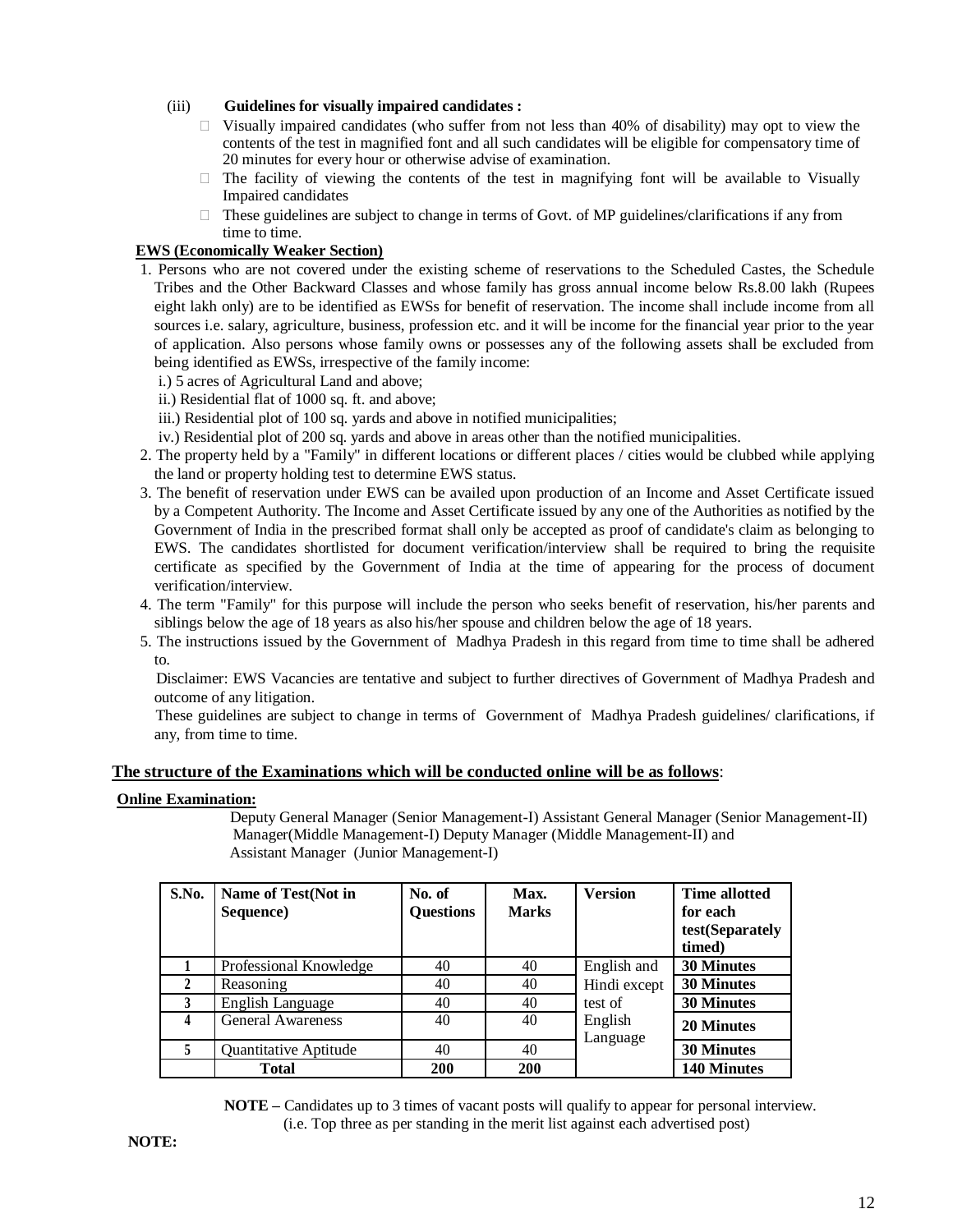(iii) **Guidelines for visually impaired candidates :**

- Visually impaired candidates (who suffer from not less than 40% of disability) may opt to view the contents of the test in magnified font and all such candidates will be eligible for compensatory time of 20 minutes for every hour or otherwise advise of examination.
- The facility of viewing the contents of the test in magnifying font will be available to Visually Impaired candidates
- These guidelines are subject to change in terms of Govt. of MP guidelines/clarifications if any from time to time.

**EWS (Economically Weaker Section)**

1. Persons who are not covered under the existing scheme of reservations to the Scheduled Castes, the Schedule Tribes and the Other Backward Classes and whose family has gross annual income below Rs.8.00 lakh (Rupees eight lakh only) are to be identified as EWSs for benefit of reservation. The income shall include income from all sources i.e. salary, agriculture, business, profession etc. and it will be income for the financial year prior to the year of application. Also persons whose family owns or possesses any of the following assets shall be excluded from being identified as EWSs, irrespective of the family income:
   i.) 5 acres of Agricultural Land and above;
   ii.) Residential flat of 1000 sq. ft. and above;
   iii.) Residential plot of 100 sq. yards and above in notified municipalities;
   iv.) Residential plot of 200 sq. yards and above in areas other than the notified municipalities.
2. The property held by a "Family" in different locations or different places / cities would be clubbed while applying the land or property holding test to determine EWS status.
3. The benefit of reservation under EWS can be availed upon production of an Income and Asset Certificate issued by a Competent Authority. The Income and Asset Certificate issued by any one of the Authorities as notified by the Government of India in the prescribed format shall only be accepted as proof of candidate's claim as belonging to EWS. The candidates shortlisted for document verification/interview shall be required to bring the requisite certificate as specified by the Government of India at the time of appearing for the process of document verification/interview.
4. The term "Family" for this purpose will include the person who seeks benefit of reservation, his/her parents and siblings below the age of 18 years as also his/her spouse and children below the age of 18 years.
5. The instructions issued by the Government of Madhya Pradesh in this regard from time to time shall be adhered to.

Disclaimer: EWS Vacancies are tentative and subject to further directives of Government of Madhya Pradesh and outcome of any litigation.

These guidelines are subject to change in terms of Government of Madhya Pradesh guidelines/ clarifications, if any, from time to time.

**The structure of the Examinations which will be conducted online will be as follows**:

**Online Examination:**

Deputy General Manager (Senior Management-I) Assistant General Manager (Senior Management-II) Manager(Middle Management-I) Deputy Manager (Middle Management-II) and Assistant Manager (Junior Management-I)

| S.No. | Name of Test(Not in Sequence) | No. of Questions | Max. Marks | Version | Time allotted for each test(Separately timed) |
|---|---|---|---|---|---|
| 1 | Professional Knowledge | 40 | 40 | English and Hindi except test of English Language | **30 Minutes** |
| 2 | Reasoning | 40 | 40 | | **30 Minutes** |
| 3 | English Language | 40 | 40 | | **30 Minutes** |
| 4 | General Awareness | 40 | 40 | | **20 Minutes** |
| 5 | Quantitative Aptitude | 40 | 40 | | **30 Minutes** |
| | **Total** | **200** | **200** | | **140 Minutes** |

**NOTE –** Candidates up to 3 times of vacant posts will qualify to appear for personal interview. (i.e. Top three as per standing in the merit list against each advertised post)

**NOTE:**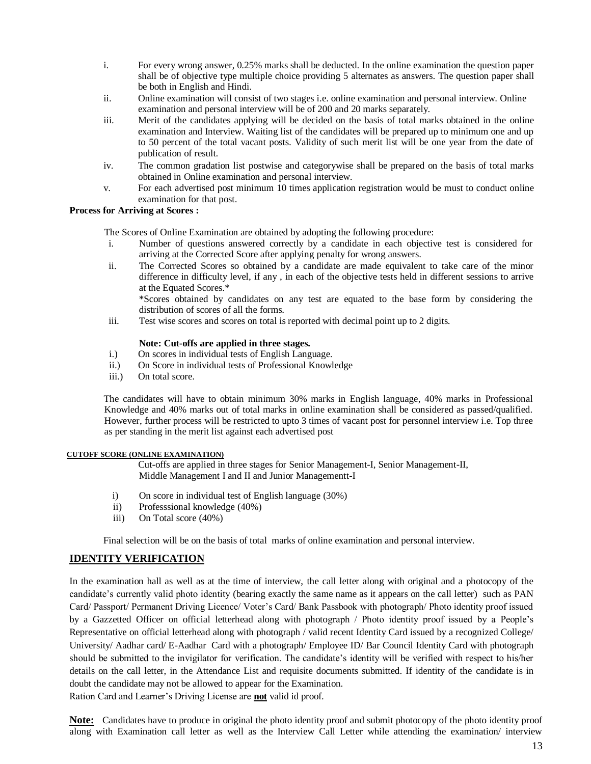i. For every wrong answer, 0.25% marks shall be deducted. In the online examination the question paper shall be of objective type multiple choice providing 5 alternates as answers. The question paper shall be both in English and Hindi.
ii. Online examination will consist of two stages i.e. online examination and personal interview. Online examination and personal interview will be of 200 and 20 marks separately.
iii. Merit of the candidates applying will be decided on the basis of total marks obtained in the online examination and Interview. Waiting list of the candidates will be prepared up to minimum one and up to 50 percent of the total vacant posts. Validity of such merit list will be one year from the date of publication of result.
iv. The common gradation list postwise and categorywise shall be prepared on the basis of total marks obtained in Online examination and personal interview.
v. For each advertised post minimum 10 times application registration would be must to conduct online examination for that post.

**Process for Arriving at Scores :**

The Scores of Online Examination are obtained by adopting the following procedure:

i. Number of questions answered correctly by a candidate in each objective test is considered for arriving at the Corrected Score after applying penalty for wrong answers.
ii. The Corrected Scores so obtained by a candidate are made equivalent to take care of the minor difference in difficulty level, if any , in each of the objective tests held in different sessions to arrive at the Equated Scores.*

   *Scores obtained by candidates on any test are equated to the base form by considering the distribution of scores of all the forms.
iii. Test wise scores and scores on total is reported with decimal point up to 2 digits.

**Note: Cut-offs are applied in three stages.**

i.) On scores in individual tests of English Language.
ii.) On Score in individual tests of Professional Knowledge
iii.) On total score.

The candidates will have to obtain minimum 30% marks in English language, 40% marks in Professional Knowledge and 40% marks out of total marks in online examination shall be considered as passed/qualified. However, further process will be restricted to upto 3 times of vacant post for personnel interview i.e. Top three as per standing in the merit list against each advertised post

**CUTOFF SCORE (ONLINE EXAMINATION)**

Cut-offs are applied in three stages for Senior Management-I, Senior Management-II, Middle Management I and II and Junior Managementt-I

i) On score in individual test of English language (30%)
ii) Professsional knowledge (40%)
iii) On Total score (40%)

Final selection will be on the basis of total marks of online examination and personal interview.

## IDENTITY VERIFICATION

In the examination hall as well as at the time of interview, the call letter along with original and a photocopy of the candidate's currently valid photo identity (bearing exactly the same name as it appears on the call letter) such as PAN Card/ Passport/ Permanent Driving Licence/ Voter's Card/ Bank Passbook with photograph/ Photo identity proof issued by a Gazzetted Officer on official letterhead along with photograph / Photo identity proof issued by a People's Representative on official letterhead along with photograph / valid recent Identity Card issued by a recognized College/ University/ Aadhar card/ E-Aadhar Card with a photograph/ Employee ID/ Bar Council Identity Card with photograph should be submitted to the invigilator for verification. The candidate's identity will be verified with respect to his/her details on the call letter, in the Attendance List and requisite documents submitted. If identity of the candidate is in doubt the candidate may not be allowed to appear for the Examination.

Ration Card and Learner's Driving License are **not** valid id proof.

**Note:** Candidates have to produce in original the photo identity proof and submit photocopy of the photo identity proof along with Examination call letter as well as the Interview Call Letter while attending the examination/ interview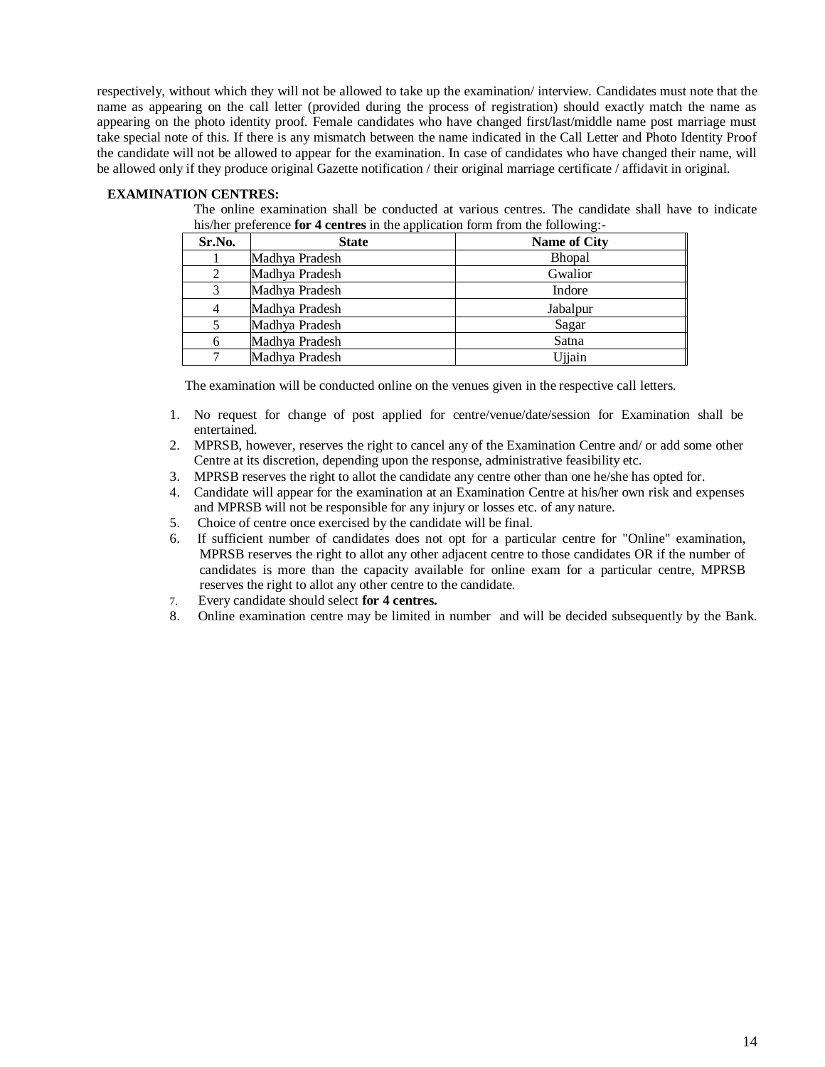respectively, without which they will not be allowed to take up the examination/ interview. Candidates must note that the name as appearing on the call letter (provided during the process of registration) should exactly match the name as appearing on the photo identity proof. Female candidates who have changed first/last/middle name post marriage must take special note of this. If there is any mismatch between the name indicated in the Call Letter and Photo Identity Proof the candidate will not be allowed to appear for the examination. In case of candidates who have changed their name, will be allowed only if they produce original Gazette notification / their original marriage certificate / affidavit in original.

**EXAMINATION CENTRES:**

The online examination shall be conducted at various centres. The candidate shall have to indicate his/her preference **for 4 centres** in the application form from the following:-

| Sr.No. | State | Name of City |
|---|---|---|
| 1 | Madhya Pradesh | Bhopal |
| 2 | Madhya Pradesh | Gwalior |
| 3 | Madhya Pradesh | Indore |
| 4 | Madhya Pradesh | Jabalpur |
| 5 | Madhya Pradesh | Sagar |
| 6 | Madhya Pradesh | Satna |
| 7 | Madhya Pradesh | Ujjain |

The examination will be conducted online on the venues given in the respective call letters.

1. No request for change of post applied for centre/venue/date/session for Examination shall be entertained.
2. MPRSB, however, reserves the right to cancel any of the Examination Centre and/ or add some other Centre at its discretion, depending upon the response, administrative feasibility etc.
3. MPRSB reserves the right to allot the candidate any centre other than one he/she has opted for.
4. Candidate will appear for the examination at an Examination Centre at his/her own risk and expenses and MPRSB will not be responsible for any injury or losses etc. of any nature.
5. Choice of centre once exercised by the candidate will be final.
6. If sufficient number of candidates does not opt for a particular centre for "Online" examination, MPRSB reserves the right to allot any other adjacent centre to those candidates OR if the number of candidates is more than the capacity available for online exam for a particular centre, MPRSB reserves the right to allot any other centre to the candidate.
7. Every candidate should select **for 4 centres.**
8. Online examination centre may be limited in number and will be decided subsequently by the Bank.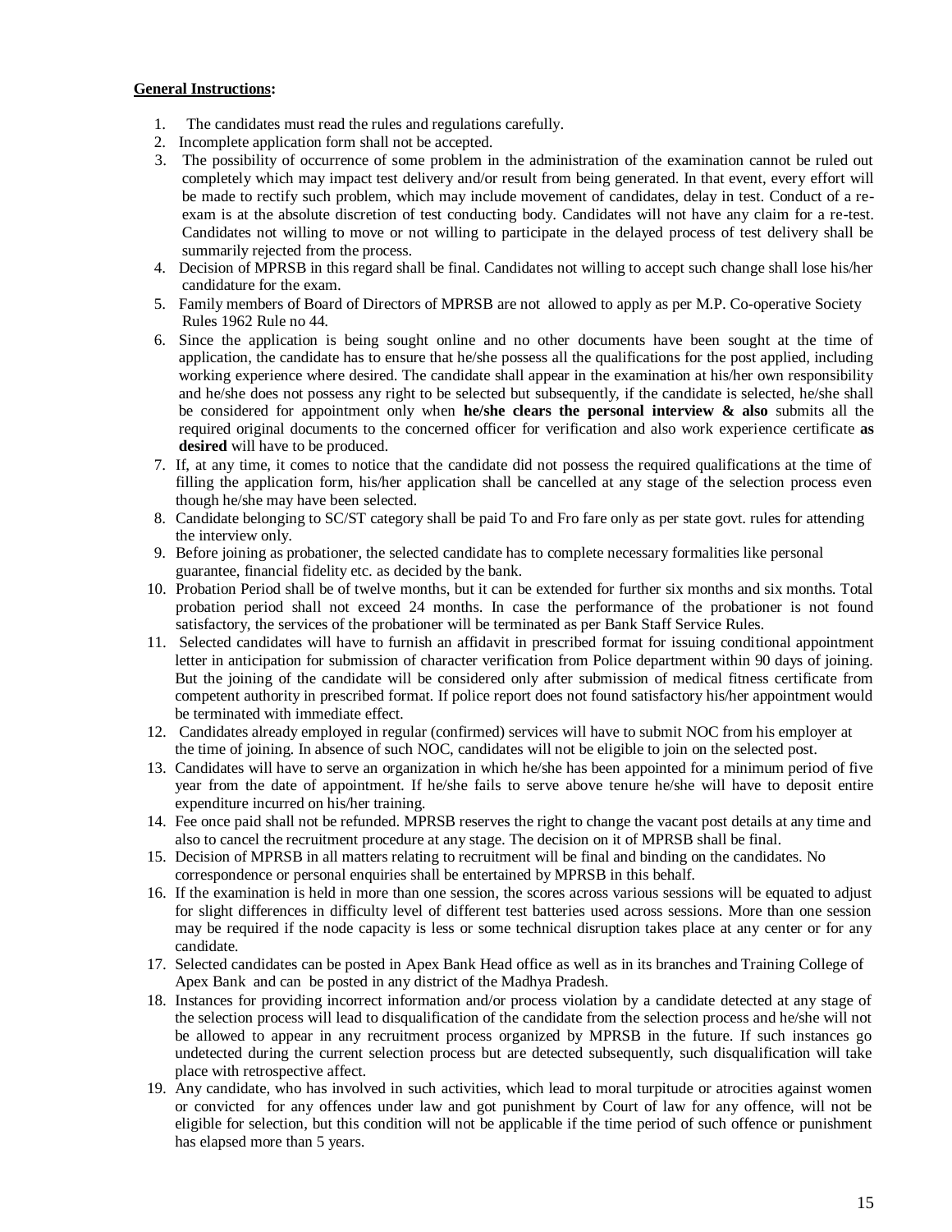**General Instructions:**

1. The candidates must read the rules and regulations carefully.
2. Incomplete application form shall not be accepted.
3. The possibility of occurrence of some problem in the administration of the examination cannot be ruled out completely which may impact test delivery and/or result from being generated. In that event, every effort will be made to rectify such problem, which may include movement of candidates, delay in test. Conduct of a re-exam is at the absolute discretion of test conducting body. Candidates will not have any claim for a re-test. Candidates not willing to move or not willing to participate in the delayed process of test delivery shall be summarily rejected from the process.
4. Decision of MPRSB in this regard shall be final. Candidates not willing to accept such change shall lose his/her candidature for the exam.
5. Family members of Board of Directors of MPRSB are not allowed to apply as per M.P. Co-operative Society Rules 1962 Rule no 44.
6. Since the application is being sought online and no other documents have been sought at the time of application, the candidate has to ensure that he/she possess all the qualifications for the post applied, including working experience where desired. The candidate shall appear in the examination at his/her own responsibility and he/she does not possess any right to be selected but subsequently, if the candidate is selected, he/she shall be considered for appointment only when **he/she clears the personal interview & also** submits all the required original documents to the concerned officer for verification and also work experience certificate **as desired** will have to be produced.
7. If, at any time, it comes to notice that the candidate did not possess the required qualifications at the time of filling the application form, his/her application shall be cancelled at any stage of the selection process even though he/she may have been selected.
8. Candidate belonging to SC/ST category shall be paid To and Fro fare only as per state govt. rules for attending the interview only.
9. Before joining as probationer, the selected candidate has to complete necessary formalities like personal guarantee, financial fidelity etc. as decided by the bank.
10. Probation Period shall be of twelve months, but it can be extended for further six months and six months. Total probation period shall not exceed 24 months. In case the performance of the probationer is not found satisfactory, the services of the probationer will be terminated as per Bank Staff Service Rules.
11. Selected candidates will have to furnish an affidavit in prescribed format for issuing conditional appointment letter in anticipation for submission of character verification from Police department within 90 days of joining. But the joining of the candidate will be considered only after submission of medical fitness certificate from competent authority in prescribed format. If police report does not found satisfactory his/her appointment would be terminated with immediate effect.
12. Candidates already employed in regular (confirmed) services will have to submit NOC from his employer at the time of joining. In absence of such NOC, candidates will not be eligible to join on the selected post.
13. Candidates will have to serve an organization in which he/she has been appointed for a minimum period of five year from the date of appointment. If he/she fails to serve above tenure he/she will have to deposit entire expenditure incurred on his/her training.
14. Fee once paid shall not be refunded. MPRSB reserves the right to change the vacant post details at any time and also to cancel the recruitment procedure at any stage. The decision on it of MPRSB shall be final.
15. Decision of MPRSB in all matters relating to recruitment will be final and binding on the candidates. No correspondence or personal enquiries shall be entertained by MPRSB in this behalf.
16. If the examination is held in more than one session, the scores across various sessions will be equated to adjust for slight differences in difficulty level of different test batteries used across sessions. More than one session may be required if the node capacity is less or some technical disruption takes place at any center or for any candidate.
17. Selected candidates can be posted in Apex Bank Head office as well as in its branches and Training College of Apex Bank and can be posted in any district of the Madhya Pradesh.
18. Instances for providing incorrect information and/or process violation by a candidate detected at any stage of the selection process will lead to disqualification of the candidate from the selection process and he/she will not be allowed to appear in any recruitment process organized by MPRSB in the future. If such instances go undetected during the current selection process but are detected subsequently, such disqualification will take place with retrospective affect.
19. Any candidate, who has involved in such activities, which lead to moral turpitude or atrocities against women or convicted for any offences under law and got punishment by Court of law for any offence, will not be eligible for selection, but this condition will not be applicable if the time period of such offence or punishment has elapsed more than 5 years.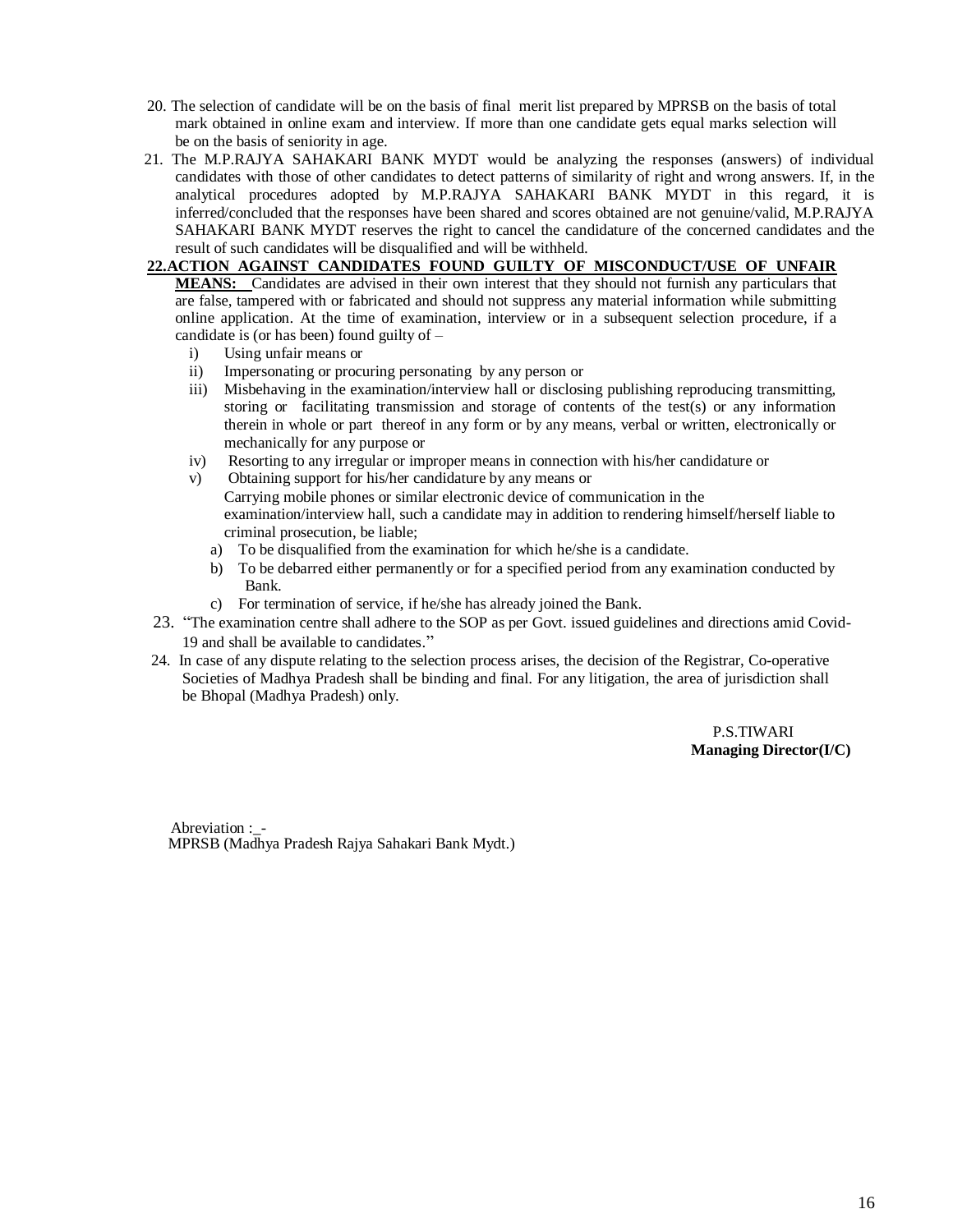20. The selection of candidate will be on the basis of final merit list prepared by MPRSB on the basis of total mark obtained in online exam and interview. If more than one candidate gets equal marks selection will be on the basis of seniority in age.

21. The M.P.RAJYA SAHAKARI BANK MYDT would be analyzing the responses (answers) of individual candidates with those of other candidates to detect patterns of similarity of right and wrong answers. If, in the analytical procedures adopted by M.P.RAJYA SAHAKARI BANK MYDT in this regard, it is inferred/concluded that the responses have been shared and scores obtained are not genuine/valid, M.P.RAJYA SAHAKARI BANK MYDT reserves the right to cancel the candidature of the concerned candidates and the result of such candidates will be disqualified and will be withheld.

22. **ACTION AGAINST CANDIDATES FOUND GUILTY OF MISCONDUCT/USE OF UNFAIR MEANS:** Candidates are advised in their own interest that they should not furnish any particulars that are false, tampered with or fabricated and should not suppress any material information while submitting online application. At the time of examination, interview or in a subsequent selection procedure, if a candidate is (or has been) found guilty of –

    i) Using unfair means or
    ii) Impersonating or procuring personating by any person or
    iii) Misbehaving in the examination/interview hall or disclosing publishing reproducing transmitting, storing or facilitating transmission and storage of contents of the test(s) or any information therein in whole or part thereof in any form or by any means, verbal or written, electronically or mechanically for any purpose or
    iv) Resorting to any irregular or improper means in connection with his/her candidature or
    v) Obtaining support for his/her candidature by any means or

    Carrying mobile phones or similar electronic device of communication in the examination/interview hall, such a candidate may in addition to rendering himself/herself liable to criminal prosecution, be liable;

    a) To be disqualified from the examination for which he/she is a candidate.
    b) To be debarred either permanently or for a specified period from any examination conducted by Bank.
    c) For termination of service, if he/she has already joined the Bank.

23. "The examination centre shall adhere to the SOP as per Govt. issued guidelines and directions amid Covid-19 and shall be available to candidates."

24. In case of any dispute relating to the selection process arises, the decision of the Registrar, Co-operative Societies of Madhya Pradesh shall be binding and final. For any litigation, the area of jurisdiction shall be Bhopal (Madhya Pradesh) only.

P.S.TIWARI
**Managing Director(I/C)**

Abreviation :_-
MPRSB (Madhya Pradesh Rajya Sahakari Bank Mydt.)